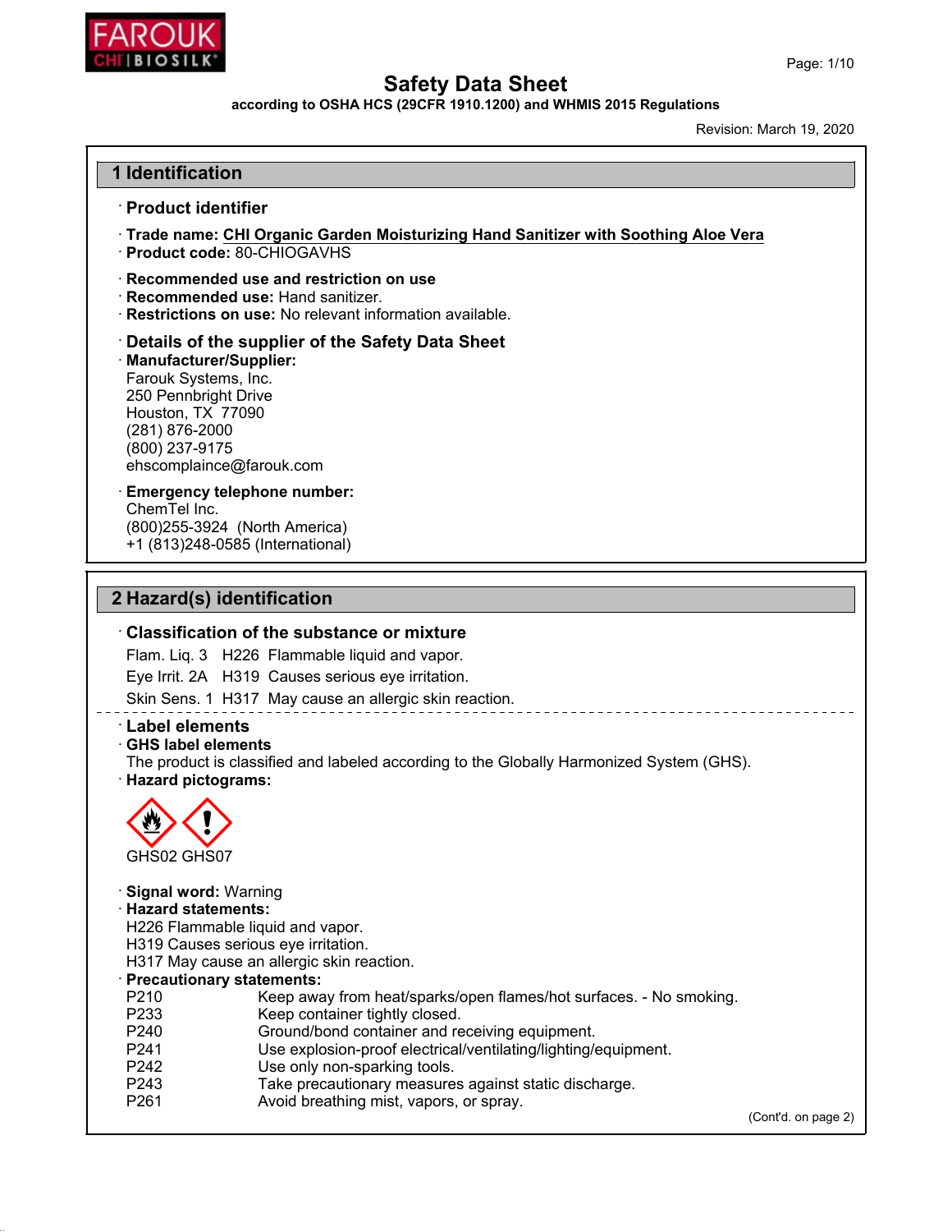# Safety Data Sheet

**according to OSHA HCS (29CFR 1910.1200) and WHMIS 2015 Regulations**

Revision: March 19, 2020

## 1 Identification

### · Product identifier

· **Trade name:** **CHI Organic Garden Moisturizing Hand Sanitizer with Soothing Aloe Vera**
· **Product code:** 80-CHIOGAVHS

· **Recommended use and restriction on use**
· **Recommended use:** Hand sanitizer.
· **Restrictions on use:** No relevant information available.

### · Details of the supplier of the Safety Data Sheet

· **Manufacturer/Supplier:**
Farouk Systems, Inc.
250 Pennbright Drive
Houston, TX 77090
(281) 876-2000
(800) 237-9175
ehscomplaince@farouk.com

· **Emergency telephone number:**
ChemTel Inc.
(800)255-3924 (North America)
+1 (813)248-0585 (International)

## 2 Hazard(s) identification

### · Classification of the substance or mixture

Flam. Liq. 3 H226 Flammable liquid and vapor.
Eye Irrit. 2A H319 Causes serious eye irritation.
Skin Sens. 1 H317 May cause an allergic skin reaction.

### · Label elements

· **GHS label elements**
The product is classified and labeled according to the Globally Harmonized System (GHS).
· **Hazard pictograms:**

GHS02 GHS07

· **Signal word:** Warning
· **Hazard statements:**
H226 Flammable liquid and vapor.
H319 Causes serious eye irritation.
H317 May cause an allergic skin reaction.
· **Precautionary statements:**

| | |
|---|---|
| P210 | Keep away from heat/sparks/open flames/hot surfaces. - No smoking. |
| P233 | Keep container tightly closed. |
| P240 | Ground/bond container and receiving equipment. |
| P241 | Use explosion-proof electrical/ventilating/lighting/equipment. |
| P242 | Use only non-sparking tools. |
| P243 | Take precautionary measures against static discharge. |
| P261 | Avoid breathing mist, vapors, or spray. |

(Cont'd. on page 2)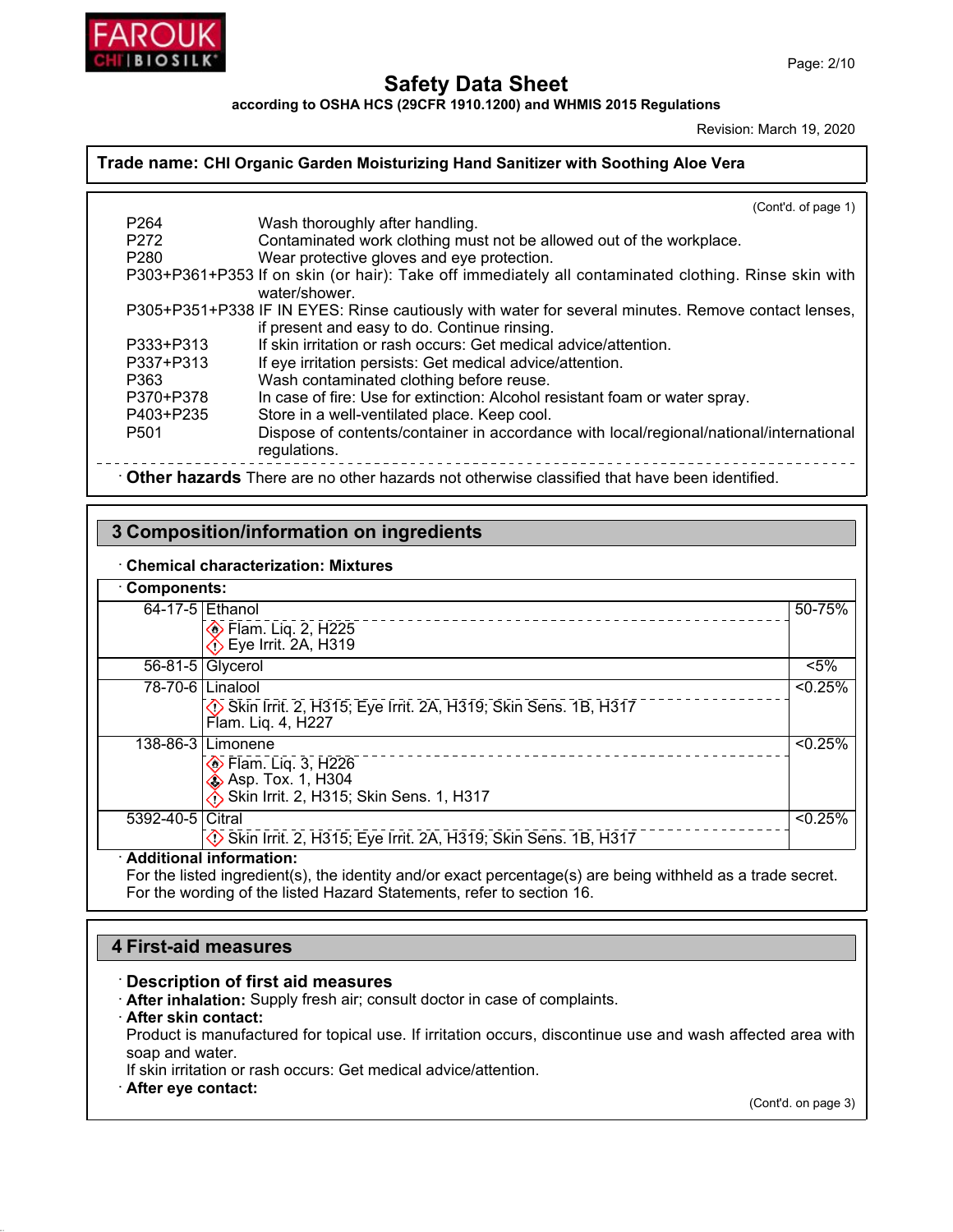**Trade name: CHI Organic Garden Moisturizing Hand Sanitizer with Soothing Aloe Vera**

(Cont'd. of page 1)

| | |
|---|---|
| P264 | Wash thoroughly after handling. |
| P272 | Contaminated work clothing must not be allowed out of the workplace. |
| P280 | Wear protective gloves and eye protection. |
| P303+P361+P353 | If on skin (or hair): Take off immediately all contaminated clothing. Rinse skin with water/shower. |
| P305+P351+P338 | IF IN EYES: Rinse cautiously with water for several minutes. Remove contact lenses, if present and easy to do. Continue rinsing. |
| P333+P313 | If skin irritation or rash occurs: Get medical advice/attention. |
| P337+P313 | If eye irritation persists: Get medical advice/attention. |
| P363 | Wash contaminated clothing before reuse. |
| P370+P378 | In case of fire: Use for extinction: Alcohol resistant foam or water spray. |
| P403+P235 | Store in a well-ventilated place. Keep cool. |
| P501 | Dispose of contents/container in accordance with local/regional/national/international regulations. |

· **Other hazards** There are no other hazards not otherwise classified that have been identified.

## 3 Composition/information on ingredients

· **Chemical characterization: Mixtures**

· **Components:**

| CAS | Component | % |
|---|---|---|
| 64-17-5 | Ethanol<br>Flam. Liq. 2, H225<br>Eye Irrit. 2A, H319 | 50-75% |
| 56-81-5 | Glycerol | <5% |
| 78-70-6 | Linalool<br>Skin Irrit. 2, H315; Eye Irrit. 2A, H319; Skin Sens. 1B, H317<br>Flam. Liq. 4, H227 | <0.25% |
| 138-86-3 | Limonene<br>Flam. Liq. 3, H226<br>Asp. Tox. 1, H304<br>Skin Irrit. 2, H315; Skin Sens. 1, H317 | <0.25% |
| 5392-40-5 | Citral<br>Skin Irrit. 2, H315; Eye Irrit. 2A, H319; Skin Sens. 1B, H317 | <0.25% |

· **Additional information:**
For the listed ingredient(s), the identity and/or exact percentage(s) are being withheld as a trade secret.
For the wording of the listed Hazard Statements, refer to section 16.

## 4 First-aid measures

· **Description of first aid measures**

· **After inhalation:** Supply fresh air; consult doctor in case of complaints.

· **After skin contact:**
Product is manufactured for topical use. If irritation occurs, discontinue use and wash affected area with soap and water.
If skin irritation or rash occurs: Get medical advice/attention.

· **After eye contact:**

(Cont'd. on page 3)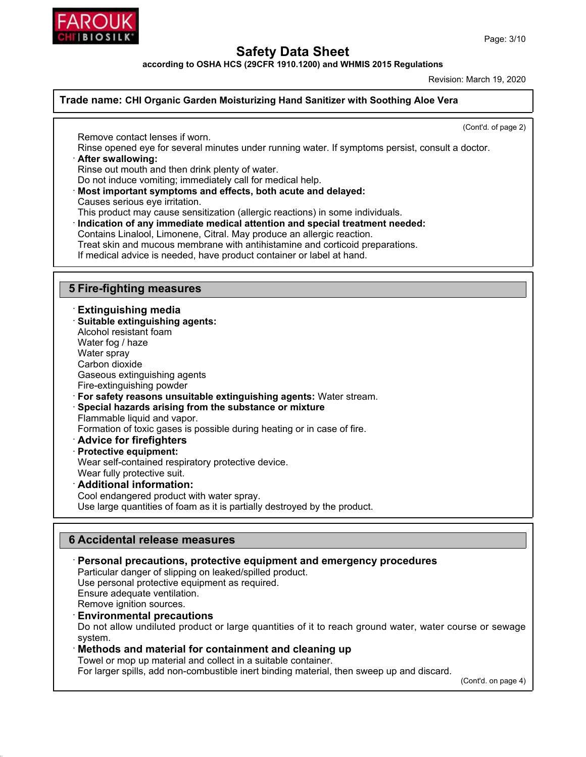Trade name: **CHI Organic Garden Moisturizing Hand Sanitizer with Soothing Aloe Vera**

(Cont'd. of page 2)

Remove contact lenses if worn.
Rinse opened eye for several minutes under running water. If symptoms persist, consult a doctor.

· **After swallowing:**
Rinse out mouth and then drink plenty of water.
Do not induce vomiting; immediately call for medical help.

· **Most important symptoms and effects, both acute and delayed:**
Causes serious eye irritation.
This product may cause sensitization (allergic reactions) in some individuals.

· **Indication of any immediate medical attention and special treatment needed:**
Contains Linalool, Limonene, Citral. May produce an allergic reaction.
Treat skin and mucous membrane with antihistamine and corticoid preparations.
If medical advice is needed, have product container or label at hand.

## 5 Fire-fighting measures

· **Extinguishing media**

· **Suitable extinguishing agents:**
Alcohol resistant foam
Water fog / haze
Water spray
Carbon dioxide
Gaseous extinguishing agents
Fire-extinguishing powder

· **For safety reasons unsuitable extinguishing agents:** Water stream.

· **Special hazards arising from the substance or mixture**
Flammable liquid and vapor.
Formation of toxic gases is possible during heating or in case of fire.

· **Advice for firefighters**

· **Protective equipment:**
Wear self-contained respiratory protective device.
Wear fully protective suit.

· **Additional information:**
Cool endangered product with water spray.
Use large quantities of foam as it is partially destroyed by the product.

## 6 Accidental release measures

· **Personal precautions, protective equipment and emergency procedures**
Particular danger of slipping on leaked/spilled product.
Use personal protective equipment as required.
Ensure adequate ventilation.
Remove ignition sources.

· **Environmental precautions**
Do not allow undiluted product or large quantities of it to reach ground water, water course or sewage system.

· **Methods and material for containment and cleaning up**
Towel or mop up material and collect in a suitable container.
For larger spills, add non-combustible inert binding material, then sweep up and discard.

(Cont'd. on page 4)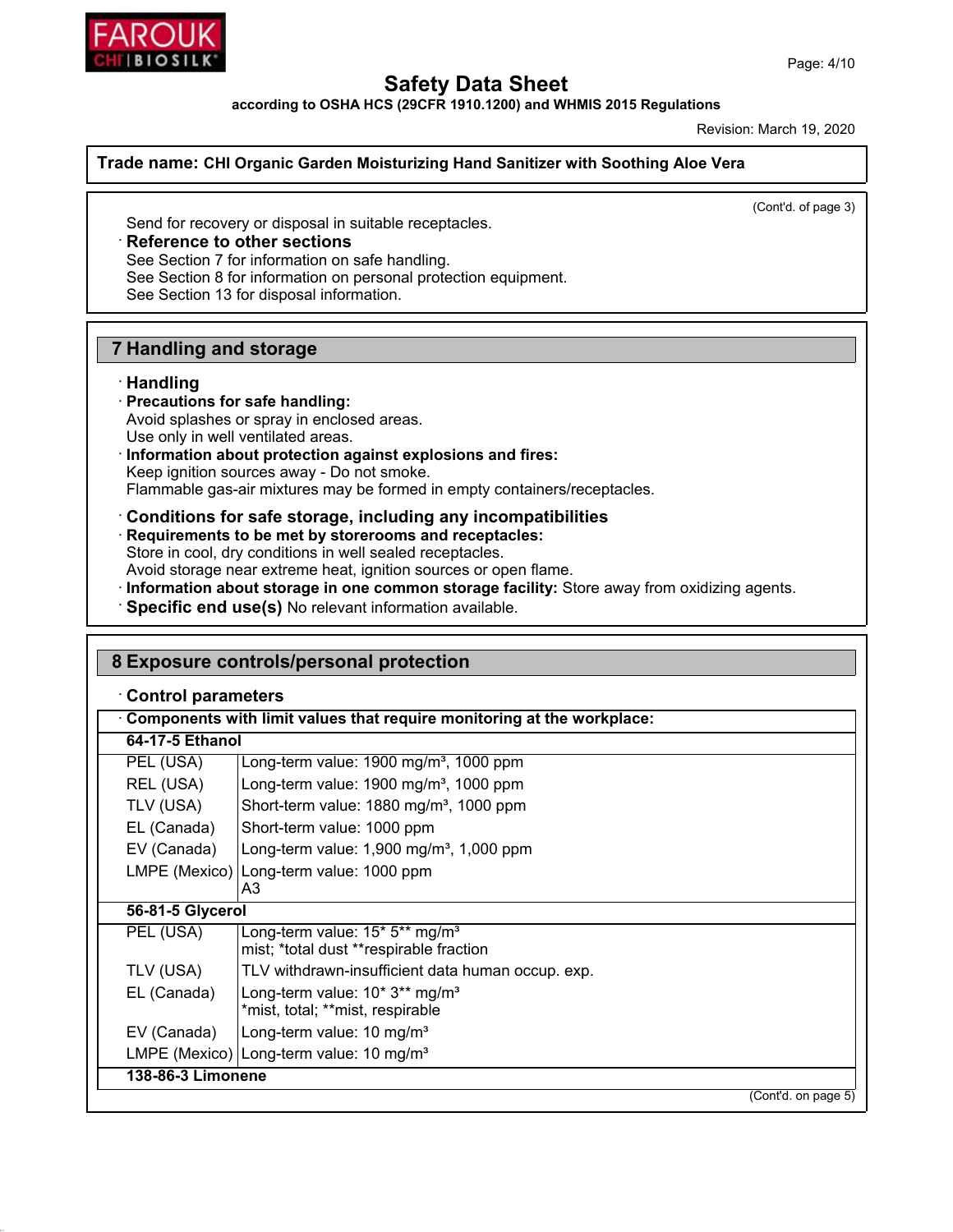**Trade name: CHI Organic Garden Moisturizing Hand Sanitizer with Soothing Aloe Vera**

(Cont'd. of page 3)

Send for recovery or disposal in suitable receptacles.

· **Reference to other sections**
See Section 7 for information on safe handling.
See Section 8 for information on personal protection equipment.
See Section 13 for disposal information.

## 7 Handling and storage

· **Handling**
· **Precautions for safe handling:**
Avoid splashes or spray in enclosed areas.
Use only in well ventilated areas.
· **Information about protection against explosions and fires:**
Keep ignition sources away - Do not smoke.
Flammable gas-air mixtures may be formed in empty containers/receptacles.

· **Conditions for safe storage, including any incompatibilities**
· **Requirements to be met by storerooms and receptacles:**
Store in cool, dry conditions in well sealed receptacles.
Avoid storage near extreme heat, ignition sources or open flame.
· **Information about storage in one common storage facility:** Store away from oxidizing agents.
· **Specific end use(s)** No relevant information available.

## 8 Exposure controls/personal protection

· **Control parameters**

| · **Components with limit values that require monitoring at the workplace:** | |
|---|---|
| **64-17-5 Ethanol** | |
| PEL (USA) | Long-term value: 1900 mg/m³, 1000 ppm |
| REL (USA) | Long-term value: 1900 mg/m³, 1000 ppm |
| TLV (USA) | Short-term value: 1880 mg/m³, 1000 ppm |
| EL (Canada) | Short-term value: 1000 ppm |
| EV (Canada) | Long-term value: 1,900 mg/m³, 1,000 ppm |
| LMPE (Mexico) | Long-term value: 1000 ppm<br>A3 |
| **56-81-5 Glycerol** | |
| PEL (USA) | Long-term value: 15* 5** mg/m³<br>mist; *total dust **respirable fraction |
| TLV (USA) | TLV withdrawn-insufficient data human occup. exp. |
| EL (Canada) | Long-term value: 10* 3** mg/m³<br>*mist, total; **mist, respirable |
| EV (Canada) | Long-term value: 10 mg/m³ |
| LMPE (Mexico) | Long-term value: 10 mg/m³ |
| **138-86-3 Limonene** | |

(Cont'd. on page 5)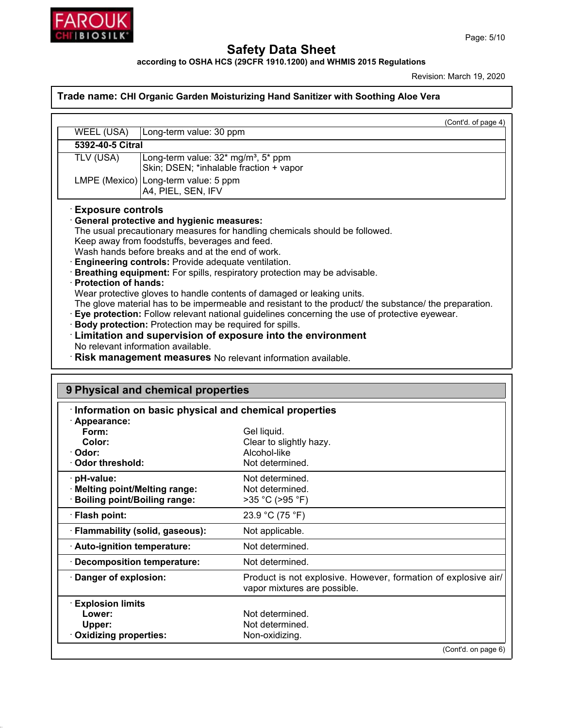# Safety Data Sheet

**according to OSHA HCS (29CFR 1910.1200) and WHMIS 2015 Regulations**

Revision: March 19, 2020

**Trade name: CHI Organic Garden Moisturizing Hand Sanitizer with Soothing Aloe Vera**

(Cont'd. of page 4)

| | |
|---|---|
| WEEL (USA) | Long-term value: 30 ppm |
| **5392-40-5 Citral** | |
| TLV (USA) | Long-term value: 32* mg/m³, 5* ppm<br>Skin; DSEN; *inhalable fraction + vapor |
| LMPE (Mexico) | Long-term value: 5 ppm<br>A4, PIEL, SEN, IFV |

· **Exposure controls**

· **General protective and hygienic measures:**
The usual precautionary measures for handling chemicals should be followed.
Keep away from foodstuffs, beverages and feed.
Wash hands before breaks and at the end of work.

· **Engineering controls:** Provide adequate ventilation.

· **Breathing equipment:** For spills, respiratory protection may be advisable.

· **Protection of hands:**
Wear protective gloves to handle contents of damaged or leaking units.
The glove material has to be impermeable and resistant to the product/ the substance/ the preparation.

· **Eye protection:** Follow relevant national guidelines concerning the use of protective eyewear.

· **Body protection:** Protection may be required for spills.

· **Limitation and supervision of exposure into the environment**
No relevant information available.

· **Risk management measures** No relevant information available.

## 9 Physical and chemical properties

· **Information on basic physical and chemical properties**

| | |
|---|---|
| · **Appearance:** | |
| **Form:** | Gel liquid. |
| **Color:** | Clear to slightly hazy. |
| · **Odor:** | Alcohol-like |
| · **Odor threshold:** | Not determined. |
| · **pH-value:** | Not determined. |
| · **Melting point/Melting range:** | Not determined. |
| · **Boiling point/Boiling range:** | >35 °C (>95 °F) |
| · **Flash point:** | 23.9 °C (75 °F) |
| · **Flammability (solid, gaseous):** | Not applicable. |
| · **Auto-ignition temperature:** | Not determined. |
| · **Decomposition temperature:** | Not determined. |
| · **Danger of explosion:** | Product is not explosive. However, formation of explosive air/ vapor mixtures are possible. |
| · **Explosion limits** | |
| **Lower:** | Not determined. |
| **Upper:** | Not determined. |
| · **Oxidizing properties:** | Non-oxidizing. |

(Cont'd. on page 6)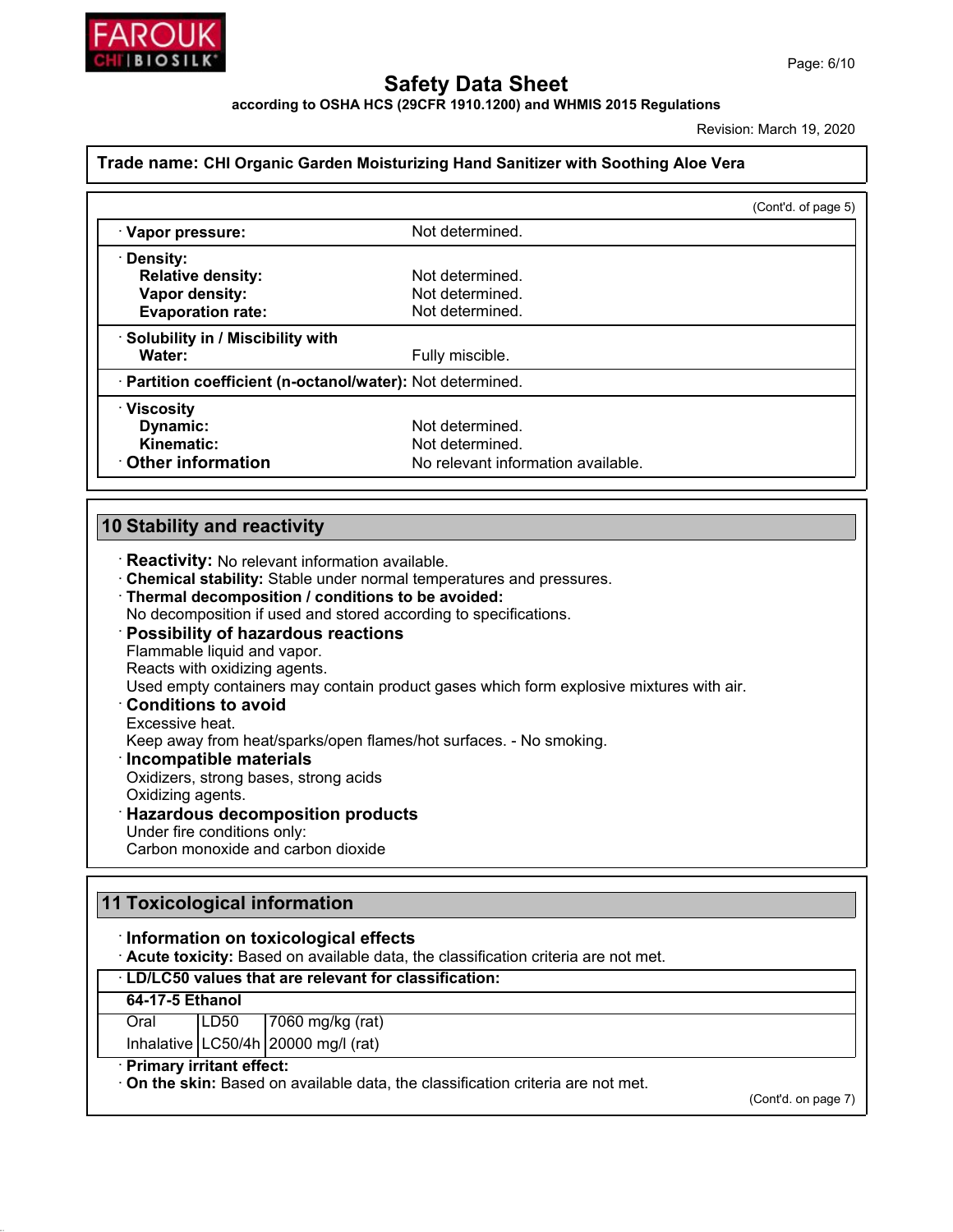# Safety Data Sheet

**according to OSHA HCS (29CFR 1910.1200) and WHMIS 2015 Regulations**

Revision: March 19, 2020

**Trade name: CHI Organic Garden Moisturizing Hand Sanitizer with Soothing Aloe Vera**

(Cont'd. of page 5)

| | |
|---|---|
| · **Vapor pressure:** | Not determined. |
| · **Density:** | |
| **Relative density:** | Not determined. |
| **Vapor density:** | Not determined. |
| **Evaporation rate:** | Not determined. |
| · **Solubility in / Miscibility with** | |
| **Water:** | Fully miscible. |
| · **Partition coefficient (n-octanol/water):** | Not determined. |
| · **Viscosity** | |
| **Dynamic:** | Not determined. |
| **Kinematic:** | Not determined. |
| · **Other information** | No relevant information available. |

## 10 Stability and reactivity

· **Reactivity:** No relevant information available.
· **Chemical stability:** Stable under normal temperatures and pressures.
· **Thermal decomposition / conditions to be avoided:**
No decomposition if used and stored according to specifications.
· **Possibility of hazardous reactions**
Flammable liquid and vapor.
Reacts with oxidizing agents.
Used empty containers may contain product gases which form explosive mixtures with air.
· **Conditions to avoid**
Excessive heat.
Keep away from heat/sparks/open flames/hot surfaces. - No smoking.
· **Incompatible materials**
Oxidizers, strong bases, strong acids
Oxidizing agents.
· **Hazardous decomposition products**
Under fire conditions only:
Carbon monoxide and carbon dioxide

## 11 Toxicological information

· **Information on toxicological effects**
· **Acute toxicity:** Based on available data, the classification criteria are not met.

· **LD/LC50 values that are relevant for classification:**

| **64-17-5 Ethanol** | | |
|---|---|---|
| Oral | LD50 | 7060 mg/kg (rat) |
| Inhalative | LC50/4h | 20000 mg/l (rat) |

· **Primary irritant effect:**
· **On the skin:** Based on available data, the classification criteria are not met.

(Cont'd. on page 7)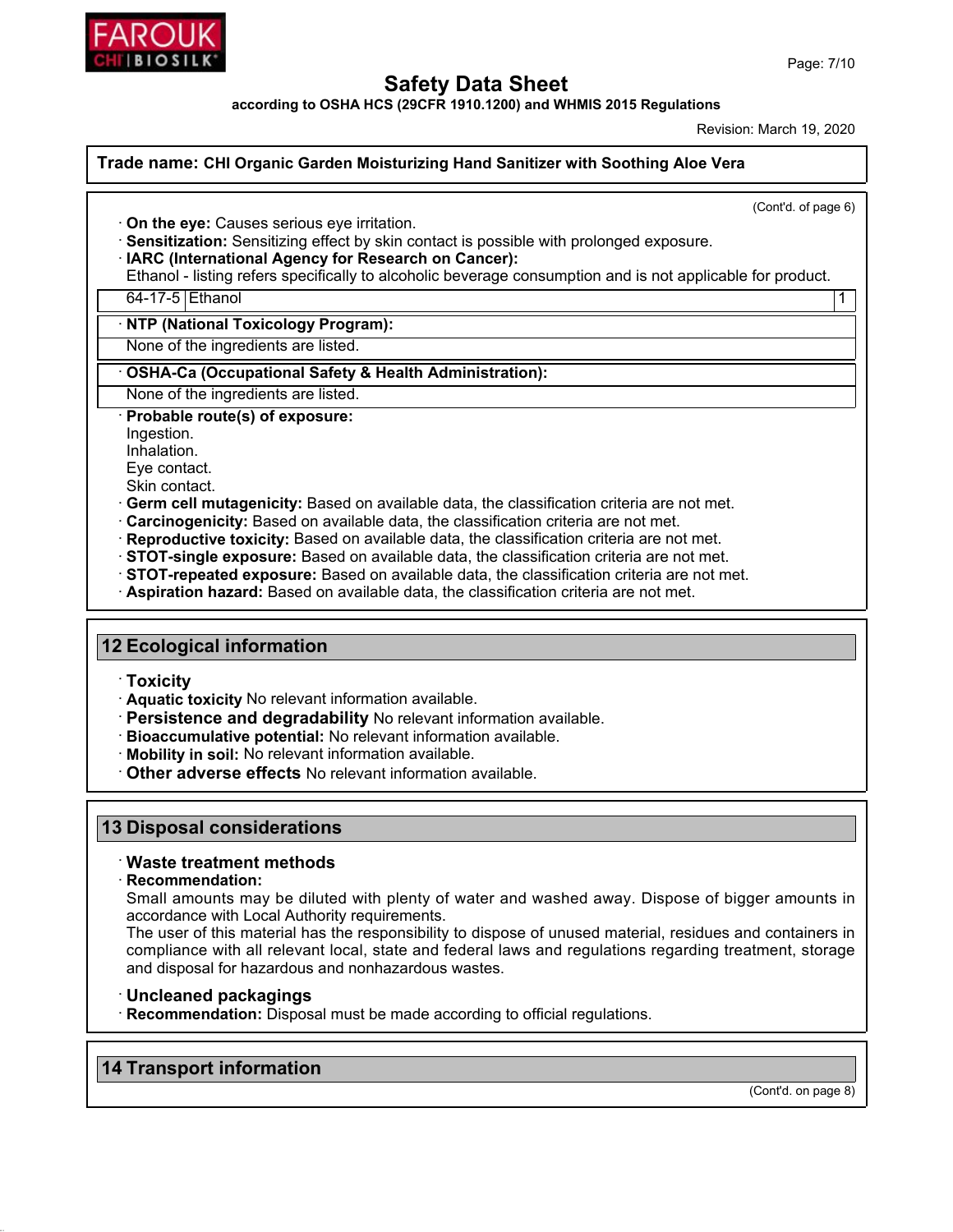Safety Data Sheet

according to OSHA HCS (29CFR 1910.1200) and WHMIS 2015 Regulations

Revision: March 19, 2020

**Trade name: CHI Organic Garden Moisturizing Hand Sanitizer with Soothing Aloe Vera**

(Cont'd. of page 6)

- **On the eye:** Causes serious eye irritation.
- **Sensitization:** Sensitizing effect by skin contact is possible with prolonged exposure.
- **IARC (International Agency for Research on Cancer):**
  Ethanol - listing refers specifically to alcoholic beverage consumption and is not applicable for product.

| 64-17-5 | Ethanol | 1 |
|---|---|---|

- **NTP (National Toxicology Program):**
  None of the ingredients are listed.
- **OSHA-Ca (Occupational Safety & Health Administration):**
  None of the ingredients are listed.
- **Probable route(s) of exposure:**
  Ingestion.
  Inhalation.
  Eye contact.
  Skin contact.
- **Germ cell mutagenicity:** Based on available data, the classification criteria are not met.
- **Carcinogenicity:** Based on available data, the classification criteria are not met.
- **Reproductive toxicity:** Based on available data, the classification criteria are not met.
- **STOT-single exposure:** Based on available data, the classification criteria are not met.
- **STOT-repeated exposure:** Based on available data, the classification criteria are not met.
- **Aspiration hazard:** Based on available data, the classification criteria are not met.

## 12 Ecological information

- **Toxicity**
- **Aquatic toxicity** No relevant information available.
- **Persistence and degradability** No relevant information available.
- **Bioaccumulative potential:** No relevant information available.
- **Mobility in soil:** No relevant information available.
- **Other adverse effects** No relevant information available.

## 13 Disposal considerations

- **Waste treatment methods**
- **Recommendation:**
  Small amounts may be diluted with plenty of water and washed away. Dispose of bigger amounts in accordance with Local Authority requirements.
  The user of this material has the responsibility to dispose of unused material, residues and containers in compliance with all relevant local, state and federal laws and regulations regarding treatment, storage and disposal for hazardous and nonhazardous wastes.
- **Uncleaned packagings**
- **Recommendation:** Disposal must be made according to official regulations.

## 14 Transport information

(Cont'd. on page 8)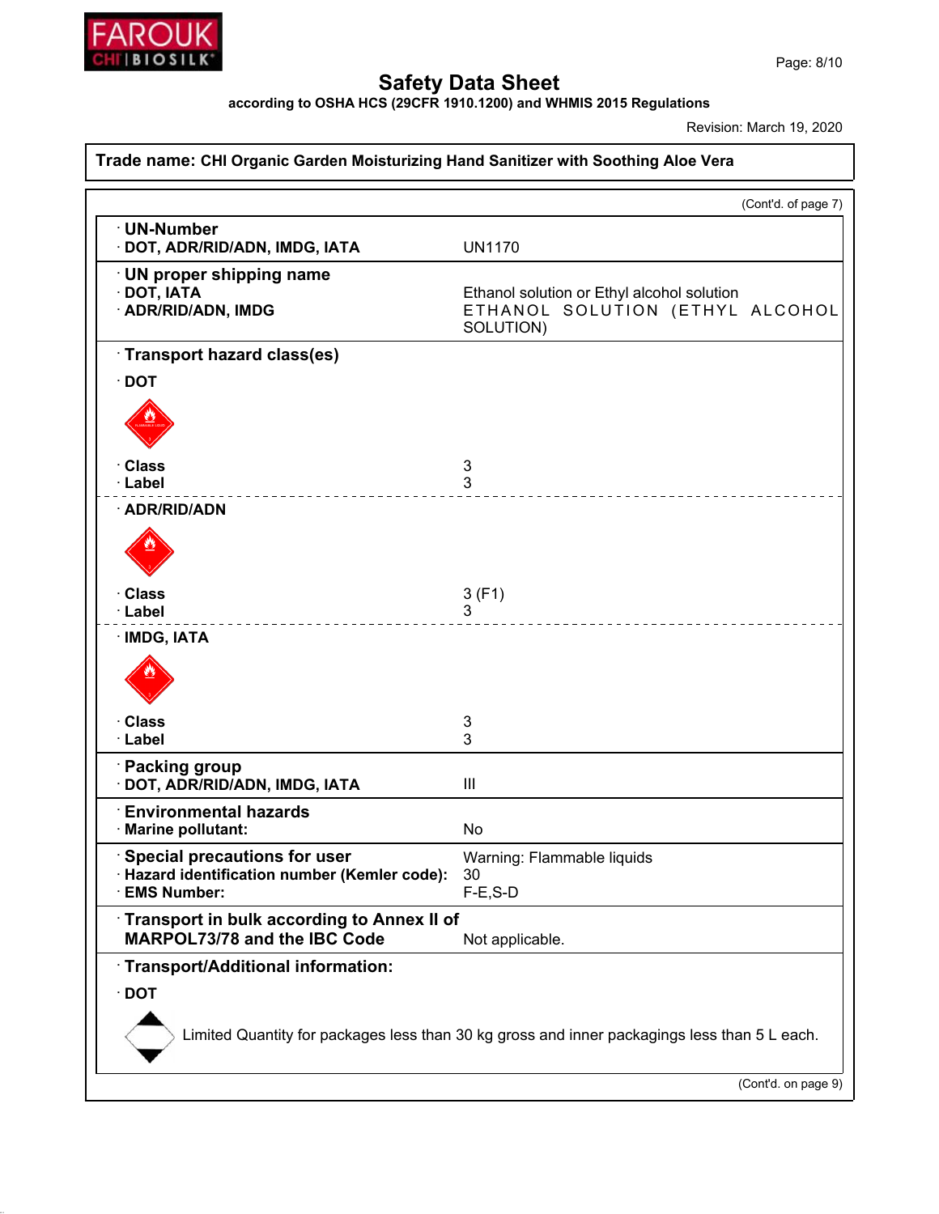# Safety Data Sheet

**according to OSHA HCS (29CFR 1910.1200) and WHMIS 2015 Regulations**

Revision: March 19, 2020

**Trade name: CHI Organic Garden Moisturizing Hand Sanitizer with Soothing Aloe Vera**

(Cont'd. of page 7)

**· UN-Number**

| | |
|---|---|
| **· DOT, ADR/RID/ADN, IMDG, IATA** | UN1170 |

**· UN proper shipping name**

| | |
|---|---|
| **· DOT, IATA** | Ethanol solution or Ethyl alcohol solution |
| **· ADR/RID/ADN, IMDG** | ETHANOL SOLUTION (ETHYL ALCOHOL SOLUTION) |

**· Transport hazard class(es)**

**· DOT**

| | |
|---|---|
| **· Class** | 3 |
| **· Label** | 3 |

**· ADR/RID/ADN**

| | |
|---|---|
| **· Class** | 3 (F1) |
| **· Label** | 3 |

**· IMDG, IATA**

| | |
|---|---|
| **· Class** | 3 |
| **· Label** | 3 |

**· Packing group**

| | |
|---|---|
| **· DOT, ADR/RID/ADN, IMDG, IATA** | III |

**· Environmental hazards**

| | |
|---|---|
| **· Marine pollutant:** | No |

| | |
|---|---|
| **· Special precautions for user** | Warning: Flammable liquids |
| **· Hazard identification number (Kemler code):** | 30 |
| **· EMS Number:** | F-E,S-D |

| | |
|---|---|
| **· Transport in bulk according to Annex II of MARPOL73/78 and the IBC Code** | Not applicable. |

**· Transport/Additional information:**

**· DOT**

Limited Quantity for packages less than 30 kg gross and inner packagings less than 5 L each.

(Cont'd. on page 9)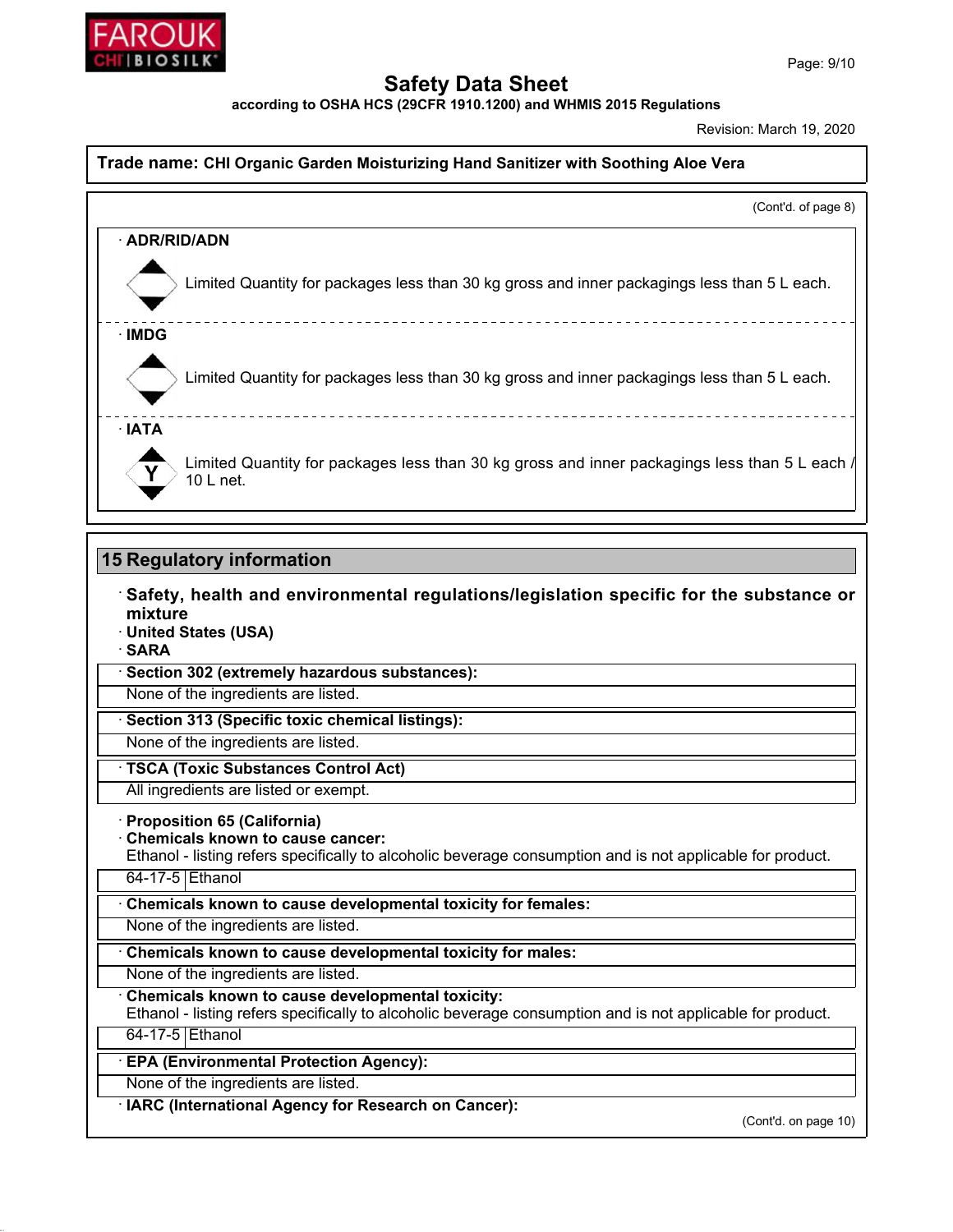**Trade name: CHI Organic Garden Moisturizing Hand Sanitizer with Soothing Aloe Vera**

(Cont'd. of page 8)

· **ADR/RID/ADN**

Limited Quantity for packages less than 30 kg gross and inner packagings less than 5 L each.

· **IMDG**

Limited Quantity for packages less than 30 kg gross and inner packagings less than 5 L each.

· **IATA**

Y

Limited Quantity for packages less than 30 kg gross and inner packagings less than 5 L each / 10 L net.

## 15 Regulatory information

· **Safety, health and environmental regulations/legislation specific for the substance or mixture**

· **United States (USA)**

· **SARA**

· **Section 302 (extremely hazardous substances):**

None of the ingredients are listed.

· **Section 313 (Specific toxic chemical listings):**

None of the ingredients are listed.

· **TSCA (Toxic Substances Control Act)**

All ingredients are listed or exempt.

· **Proposition 65 (California)**

· **Chemicals known to cause cancer:**

Ethanol - listing refers specifically to alcoholic beverage consumption and is not applicable for product.

| 64-17-5 | Ethanol |
|---|---|

· **Chemicals known to cause developmental toxicity for females:**

None of the ingredients are listed.

· **Chemicals known to cause developmental toxicity for males:**

None of the ingredients are listed.

· **Chemicals known to cause developmental toxicity:**

Ethanol - listing refers specifically to alcoholic beverage consumption and is not applicable for product.

| 64-17-5 | Ethanol |
|---|---|

· **EPA (Environmental Protection Agency):**

None of the ingredients are listed.

· **IARC (International Agency for Research on Cancer):**

(Cont'd. on page 10)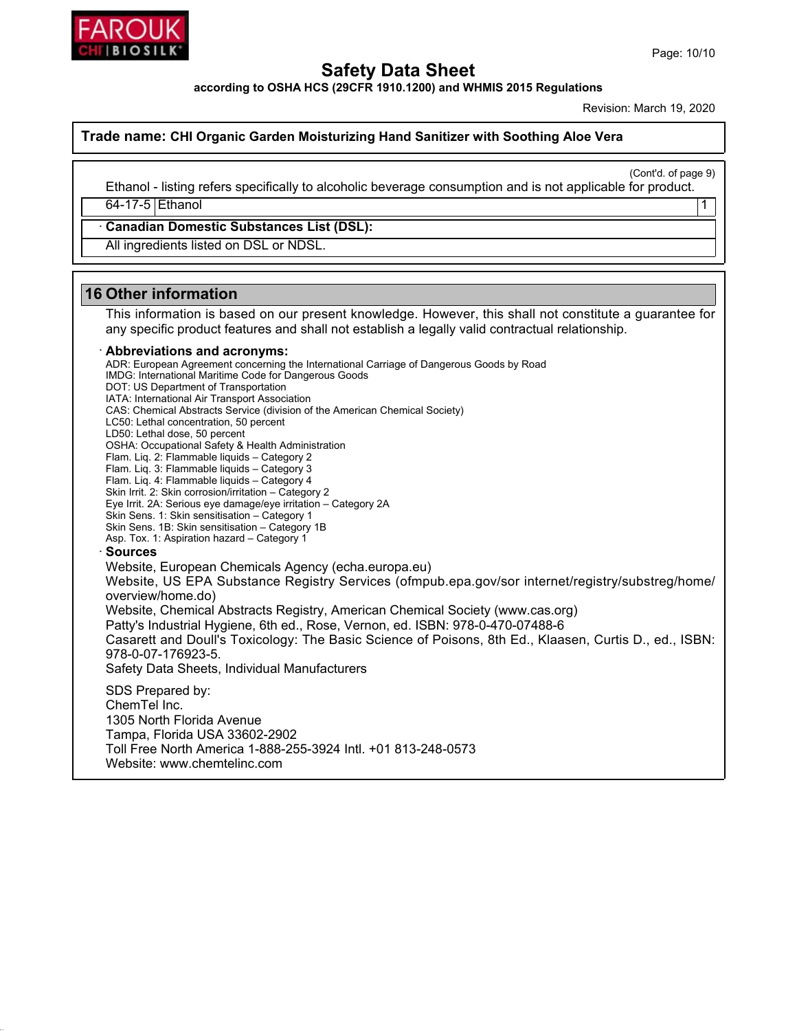**Trade name: CHI Organic Garden Moisturizing Hand Sanitizer with Soothing Aloe Vera**

(Cont'd. of page 9)

Ethanol - listing refers specifically to alcoholic beverage consumption and is not applicable for product.

| | | |
|---|---|---|
| 64-17-5 | Ethanol | 1 |

· **Canadian Domestic Substances List (DSL):**

All ingredients listed on DSL or NDSL.

## 16 Other information

This information is based on our present knowledge. However, this shall not constitute a guarantee for any specific product features and shall not establish a legally valid contractual relationship.

· **Abbreviations and acronyms:**

ADR: European Agreement concerning the International Carriage of Dangerous Goods by Road
IMDG: International Maritime Code for Dangerous Goods
DOT: US Department of Transportation
IATA: International Air Transport Association
CAS: Chemical Abstracts Service (division of the American Chemical Society)
LC50: Lethal concentration, 50 percent
LD50: Lethal dose, 50 percent
OSHA: Occupational Safety & Health Administration
Flam. Liq. 2: Flammable liquids – Category 2
Flam. Liq. 3: Flammable liquids – Category 3
Flam. Liq. 4: Flammable liquids – Category 4
Skin Irrit. 2: Skin corrosion/irritation – Category 2
Eye Irrit. 2A: Serious eye damage/eye irritation – Category 2A
Skin Sens. 1: Skin sensitisation – Category 1
Skin Sens. 1B: Skin sensitisation – Category 1B
Asp. Tox. 1: Aspiration hazard – Category 1

· **Sources**

Website, European Chemicals Agency (echa.europa.eu)
Website, US EPA Substance Registry Services (ofmpub.epa.gov/sor internet/registry/substreg/home/overview/home.do)
Website, Chemical Abstracts Registry, American Chemical Society (www.cas.org)
Patty's Industrial Hygiene, 6th ed., Rose, Vernon, ed. ISBN: 978-0-470-07488-6
Casarett and Doull's Toxicology: The Basic Science of Poisons, 8th Ed., Klaasen, Curtis D., ed., ISBN: 978-0-07-176923-5.
Safety Data Sheets, Individual Manufacturers

SDS Prepared by:
ChemTel Inc.
1305 North Florida Avenue
Tampa, Florida USA 33602-2902
Toll Free North America 1-888-255-3924 Intl. +01 813-248-0573
Website: www.chemtelinc.com